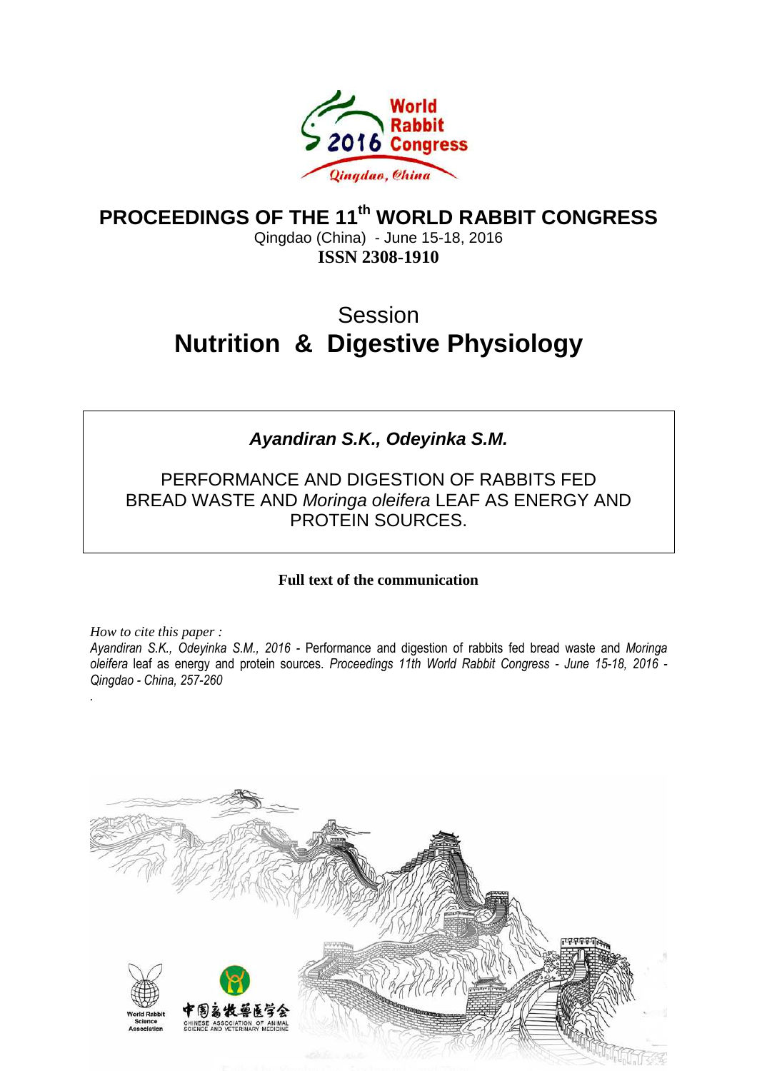# PROCEEDINGS OF THE 11th WORLD RABBIT CONGRESS

Qingdao (China) - June 15-18, 2016

**ISSN 2308-1910**

## Session
## Nutrition & Digestive Physiology

***Ayandiran S.K., Odeyinka S.M.***

PERFORMANCE AND DIGESTION OF RABBITS FED BREAD WASTE AND *Moringa oleifera* LEAF AS ENERGY AND PROTEIN SOURCES.

**Full text of the communication**

*How to cite this paper :*

*Ayandiran S.K., Odeyinka S.M., 2016* - Performance and digestion of rabbits fed bread waste and *Moringa oleifera* leaf as energy and protein sources. *Proceedings 11th World Rabbit Congress - June 15-18, 2016 - Qingdao - China, 257-260*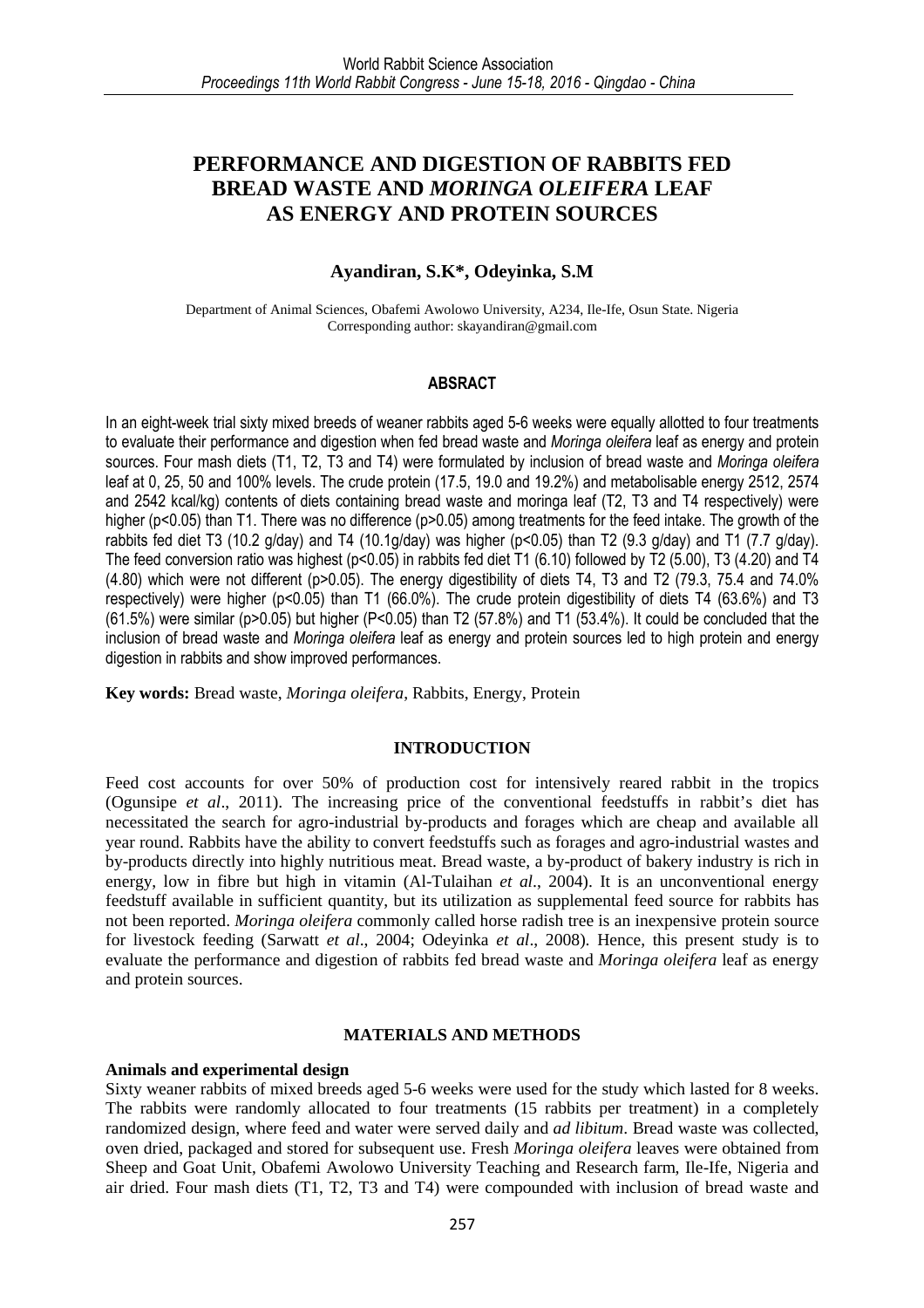# PERFORMANCE AND DIGESTION OF RABBITS FED BREAD WASTE AND *MORINGA OLEIFERA* LEAF AS ENERGY AND PROTEIN SOURCES

**Ayandiran, S.K\*, Odeyinka, S.M**

Department of Animal Sciences, Obafemi Awolowo University, A234, Ile-Ife, Osun State. Nigeria
Corresponding author: skayandiran@gmail.com

## ABSRACT

In an eight-week trial sixty mixed breeds of weaner rabbits aged 5-6 weeks were equally allotted to four treatments to evaluate their performance and digestion when fed bread waste and *Moringa oleifera* leaf as energy and protein sources. Four mash diets (T1, T2, T3 and T4) were formulated by inclusion of bread waste and *Moringa oleifera* leaf at 0, 25, 50 and 100% levels. The crude protein (17.5, 19.0 and 19.2%) and metabolisable energy 2512, 2574 and 2542 kcal/kg) contents of diets containing bread waste and moringa leaf (T2, T3 and T4 respectively) were higher ($p<0.05$) than T1. There was no difference ($p>0.05$) among treatments for the feed intake. The growth of the rabbits fed diet T3 (10.2 g/day) and T4 (10.1g/day) was higher ($p<0.05$) than T2 (9.3 g/day) and T1 (7.7 g/day). The feed conversion ratio was highest ($p<0.05$) in rabbits fed diet T1 (6.10) followed by T2 (5.00), T3 (4.20) and T4 (4.80) which were not different ($p>0.05$). The energy digestibility of diets T4, T3 and T2 (79.3, 75.4 and 74.0% respectively) were higher ($p<0.05$) than T1 (66.0%). The crude protein digestibility of diets T4 (63.6%) and T3 (61.5%) were similar ($p>0.05$) but higher ($P<0.05$) than T2 (57.8%) and T1 (53.4%). It could be concluded that the inclusion of bread waste and *Moringa oleifera* leaf as energy and protein sources led to high protein and energy digestion in rabbits and show improved performances.

**Key words:** Bread waste, *Moringa oleifera*, Rabbits, Energy, Protein

## INTRODUCTION

Feed cost accounts for over 50% of production cost for intensively reared rabbit in the tropics (Ogunsipe *et al*., 2011). The increasing price of the conventional feedstuffs in rabbit's diet has necessitated the search for agro-industrial by-products and forages which are cheap and available all year round. Rabbits have the ability to convert feedstuffs such as forages and agro-industrial wastes and by-products directly into highly nutritious meat. Bread waste, a by-product of bakery industry is rich in energy, low in fibre but high in vitamin (Al-Tulaihan *et al*., 2004). It is an unconventional energy feedstuff available in sufficient quantity, but its utilization as supplemental feed source for rabbits has not been reported. *Moringa oleifera* commonly called horse radish tree is an inexpensive protein source for livestock feeding (Sarwatt *et al*., 2004; Odeyinka *et al*., 2008). Hence, this present study is to evaluate the performance and digestion of rabbits fed bread waste and *Moringa oleifera* leaf as energy and protein sources.

## MATERIALS AND METHODS

### Animals and experimental design

Sixty weaner rabbits of mixed breeds aged 5-6 weeks were used for the study which lasted for 8 weeks. The rabbits were randomly allocated to four treatments (15 rabbits per treatment) in a completely randomized design, where feed and water were served daily and *ad libitum*. Bread waste was collected, oven dried, packaged and stored for subsequent use. Fresh *Moringa oleifera* leaves were obtained from Sheep and Goat Unit, Obafemi Awolowo University Teaching and Research farm, Ile-Ife, Nigeria and air dried. Four mash diets (T1, T2, T3 and T4) were compounded with inclusion of bread waste and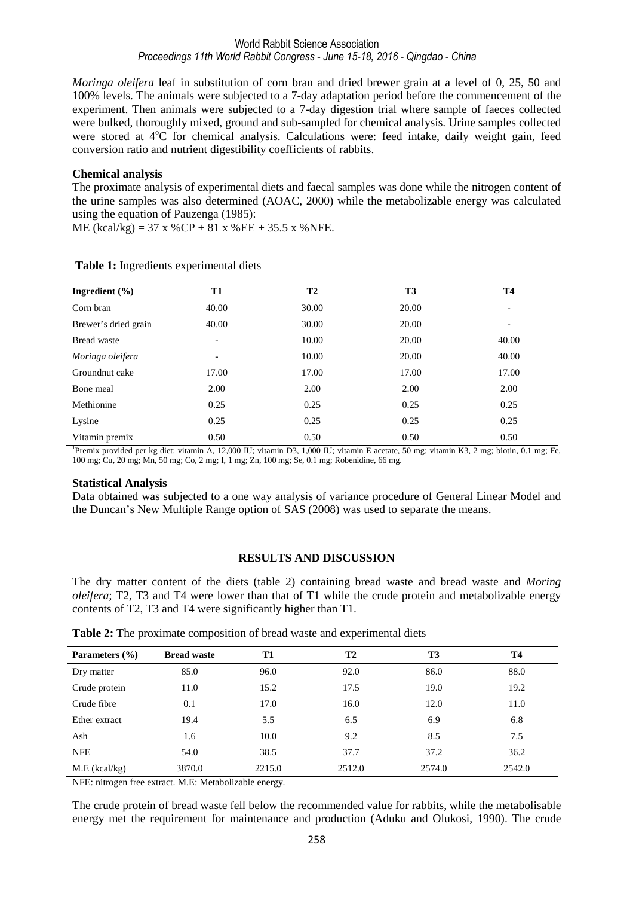*Moringa oleifera* leaf in substitution of corn bran and dried brewer grain at a level of 0, 25, 50 and 100% levels. The animals were subjected to a 7-day adaptation period before the commencement of the experiment. Then animals were subjected to a 7-day digestion trial where sample of faeces collected were bulked, thoroughly mixed, ground and sub-sampled for chemical analysis. Urine samples collected were stored at 4°C for chemical analysis. Calculations were: feed intake, daily weight gain, feed conversion ratio and nutrient digestibility coefficients of rabbits.

**Chemical analysis**

The proximate analysis of experimental diets and faecal samples was done while the nitrogen content of the urine samples was also determined (AOAC, 2000) while the metabolizable energy was calculated using the equation of Pauzenga (1985):

ME (kcal/kg) = 37 x %CP + 81 x %EE + 35.5 x %NFE.

**Table 1:** Ingredients experimental diets

| Ingredient (%) | T1 | T2 | T3 | T4 |
|---|---|---|---|---|
| Corn bran | 40.00 | 30.00 | 20.00 | - |
| Brewer's dried grain | 40.00 | 30.00 | 20.00 | - |
| Bread waste | - | 10.00 | 20.00 | 40.00 |
| *Moringa oleifera* | - | 10.00 | 20.00 | 40.00 |
| Groundnut cake | 17.00 | 17.00 | 17.00 | 17.00 |
| Bone meal | 2.00 | 2.00 | 2.00 | 2.00 |
| Methionine | 0.25 | 0.25 | 0.25 | 0.25 |
| Lysine | 0.25 | 0.25 | 0.25 | 0.25 |
| Vitamin premix | 0.50 | 0.50 | 0.50 | 0.50 |

[1]Premix provided per kg diet: vitamin A, 12,000 IU; vitamin D3, 1,000 IU; vitamin E acetate, 50 mg; vitamin K3, 2 mg; biotin, 0.1 mg; Fe, 100 mg; Cu, 20 mg; Mn, 50 mg; Co, 2 mg; I, 1 mg; Zn, 100 mg; Se, 0.1 mg; Robenidine, 66 mg.

**Statistical Analysis**

Data obtained was subjected to a one way analysis of variance procedure of General Linear Model and the Duncan's New Multiple Range option of SAS (2008) was used to separate the means.

## RESULTS AND DISCUSSION

The dry matter content of the diets (table 2) containing bread waste and bread waste and *Moring oleifera*; T2, T3 and T4 were lower than that of T1 while the crude protein and metabolizable energy contents of T2, T3 and T4 were significantly higher than T1.

**Table 2:** The proximate composition of bread waste and experimental diets

| Parameters (%) | Bread waste | T1 | T2 | T3 | T4 |
|---|---|---|---|---|---|
| Dry matter | 85.0 | 96.0 | 92.0 | 86.0 | 88.0 |
| Crude protein | 11.0 | 15.2 | 17.5 | 19.0 | 19.2 |
| Crude fibre | 0.1 | 17.0 | 16.0 | 12.0 | 11.0 |
| Ether extract | 19.4 | 5.5 | 6.5 | 6.9 | 6.8 |
| Ash | 1.6 | 10.0 | 9.2 | 8.5 | 7.5 |
| NFE | 54.0 | 38.5 | 37.7 | 37.2 | 36.2 |
| M.E (kcal/kg) | 3870.0 | 2215.0 | 2512.0 | 2574.0 | 2542.0 |

NFE: nitrogen free extract. M.E: Metabolizable energy.

The crude protein of bread waste fell below the recommended value for rabbits, while the metabolisable energy met the requirement for maintenance and production (Aduku and Olukosi, 1990). The crude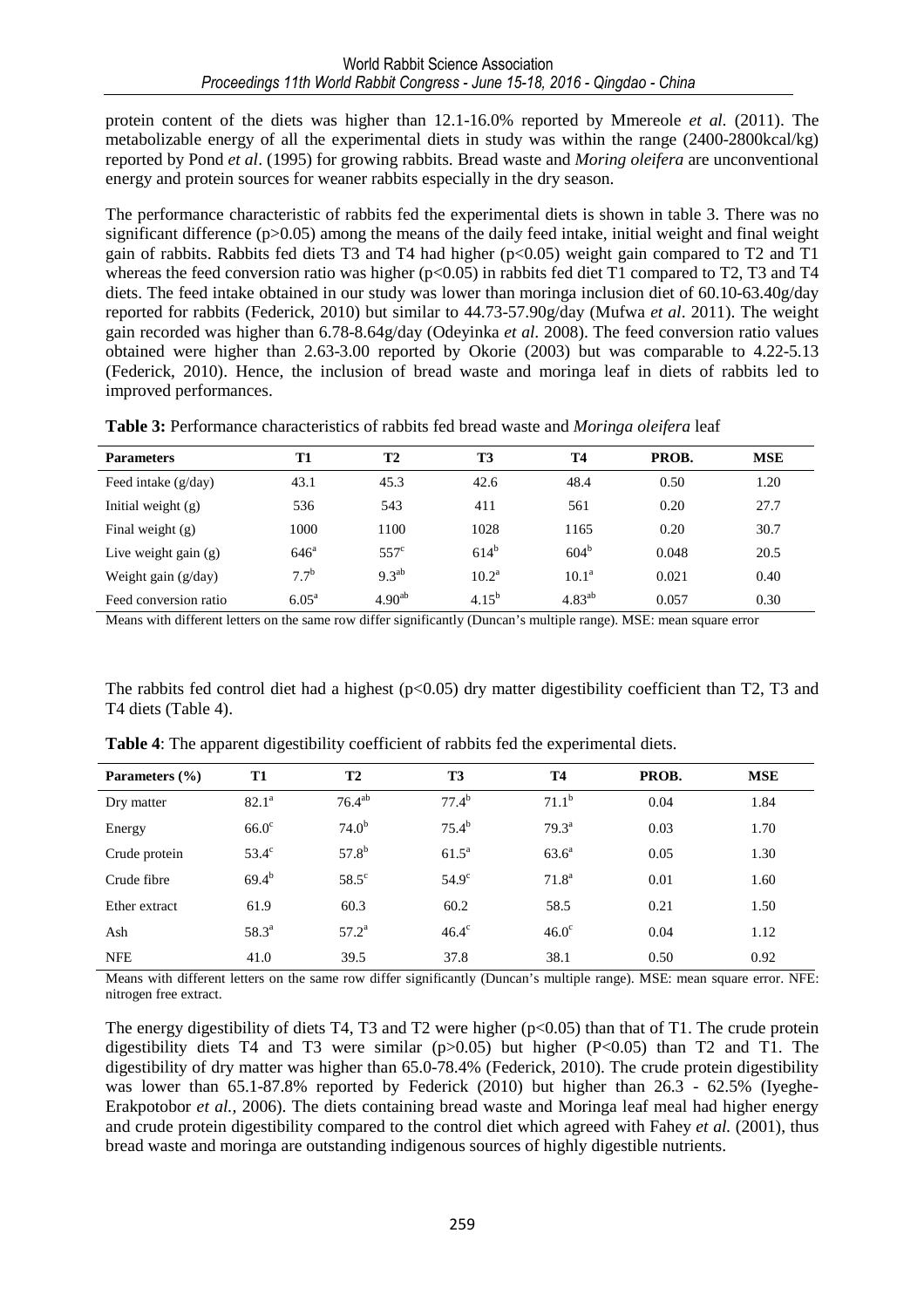protein content of the diets was higher than 12.1-16.0% reported by Mmereole *et al.* (2011). The metabolizable energy of all the experimental diets in study was within the range (2400-2800kcal/kg) reported by Pond *et al*. (1995) for growing rabbits. Bread waste and *Moring oleifera* are unconventional energy and protein sources for weaner rabbits especially in the dry season.

The performance characteristic of rabbits fed the experimental diets is shown in table 3. There was no significant difference ($p>0.05$) among the means of the daily feed intake, initial weight and final weight gain of rabbits. Rabbits fed diets T3 and T4 had higher ($p<0.05$) weight gain compared to T2 and T1 whereas the feed conversion ratio was higher ($p<0.05$) in rabbits fed diet T1 compared to T2, T3 and T4 diets. The feed intake obtained in our study was lower than moringa inclusion diet of 60.10-63.40g/day reported for rabbits (Federick, 2010) but similar to 44.73-57.90g/day (Mufwa *et al*. 2011). The weight gain recorded was higher than 6.78-8.64g/day (Odeyinka *et al*. 2008). The feed conversion ratio values obtained were higher than 2.63-3.00 reported by Okorie (2003) but was comparable to 4.22-5.13 (Federick, 2010). Hence, the inclusion of bread waste and moringa leaf in diets of rabbits led to improved performances.

**Table 3:** Performance characteristics of rabbits fed bread waste and *Moringa oleifera* leaf

| Parameters | T1 | T2 | T3 | T4 | PROB. | MSE |
|---|---|---|---|---|---|---|
| Feed intake (g/day) | 43.1 | 45.3 | 42.6 | 48.4 | 0.50 | 1.20 |
| Initial weight (g) | 536 | 543 | 411 | 561 | 0.20 | 27.7 |
| Final weight (g) | 1000 | 1100 | 1028 | 1165 | 0.20 | 30.7 |
| Live weight gain (g) | $646^{a}$ | $557^{c}$ | $614^{b}$ | $604^{b}$ | 0.048 | 20.5 |
| Weight gain (g/day) | $7.7^{b}$ | $9.3^{ab}$ | $10.2^{a}$ | $10.1^{a}$ | 0.021 | 0.40 |
| Feed conversion ratio | $6.05^{a}$ | $4.90^{ab}$ | $4.15^{b}$ | $4.83^{ab}$ | 0.057 | 0.30 |

Means with different letters on the same row differ significantly (Duncan's multiple range). MSE: mean square error

The rabbits fed control diet had a highest ($p<0.05$) dry matter digestibility coefficient than T2, T3 and T4 diets (Table 4).

**Table 4**: The apparent digestibility coefficient of rabbits fed the experimental diets.

| Parameters (%) | T1 | T2 | T3 | T4 | PROB. | MSE |
|---|---|---|---|---|---|---|
| Dry matter | $82.1^{a}$ | $76.4^{ab}$ | $77.4^{b}$ | $71.1^{b}$ | 0.04 | 1.84 |
| Energy | $66.0^{c}$ | $74.0^{b}$ | $75.4^{b}$ | $79.3^{a}$ | 0.03 | 1.70 |
| Crude protein | $53.4^{c}$ | $57.8^{b}$ | $61.5^{a}$ | $63.6^{a}$ | 0.05 | 1.30 |
| Crude fibre | $69.4^{b}$ | $58.5^{c}$ | $54.9^{c}$ | $71.8^{a}$ | 0.01 | 1.60 |
| Ether extract | 61.9 | 60.3 | 60.2 | 58.5 | 0.21 | 1.50 |
| Ash | $58.3^{a}$ | $57.2^{a}$ | $46.4^{c}$ | $46.0^{c}$ | 0.04 | 1.12 |
| NFE | 41.0 | 39.5 | 37.8 | 38.1 | 0.50 | 0.92 |

Means with different letters on the same row differ significantly (Duncan's multiple range). MSE: mean square error. NFE: nitrogen free extract.

The energy digestibility of diets T4, T3 and T2 were higher ($p<0.05$) than that of T1. The crude protein digestibility diets T4 and T3 were similar ($p>0.05$) but higher ($P<0.05$) than T2 and T1. The digestibility of dry matter was higher than 65.0-78.4% (Federick, 2010). The crude protein digestibility was lower than 65.1-87.8% reported by Federick (2010) but higher than 26.3 - 62.5% (Iyeghe-Erakpotobor *et al.*, 2006). The diets containing bread waste and Moringa leaf meal had higher energy and crude protein digestibility compared to the control diet which agreed with Fahey *et al.* (2001), thus bread waste and moringa are outstanding indigenous sources of highly digestible nutrients.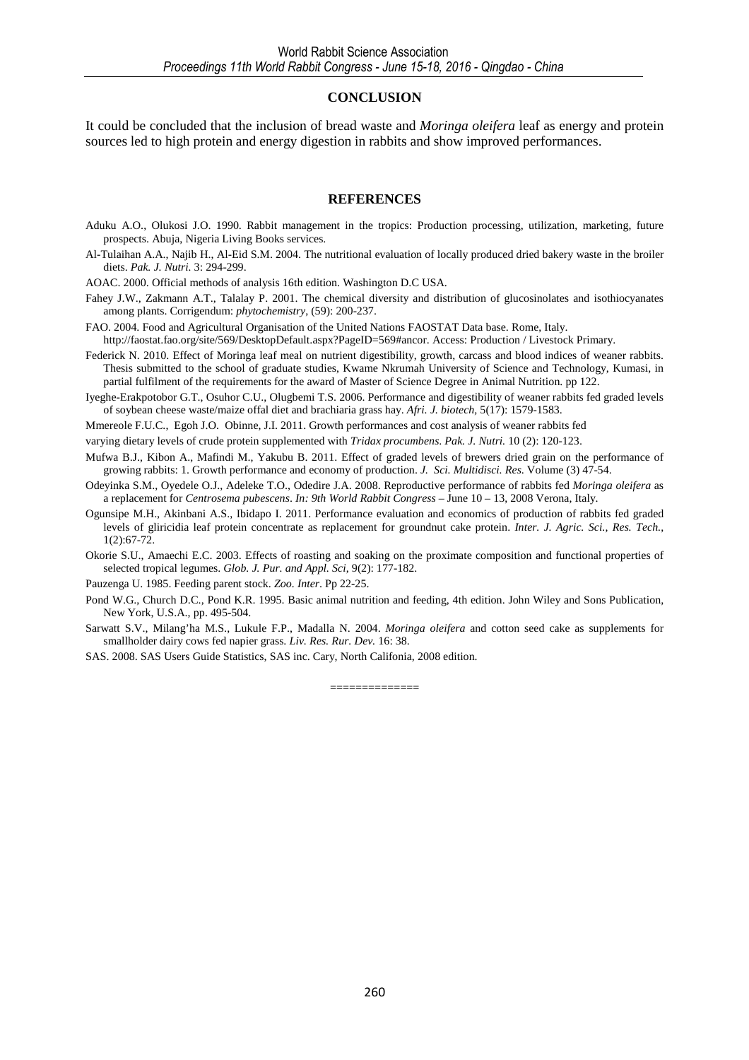## CONCLUSION

It could be concluded that the inclusion of bread waste and *Moringa oleifera* leaf as energy and protein sources led to high protein and energy digestion in rabbits and show improved performances.

## REFERENCES

Aduku A.O., Olukosi J.O. 1990. Rabbit management in the tropics: Production processing, utilization, marketing, future prospects. Abuja, Nigeria Living Books services.

Al-Tulaihan A.A., Najib H., Al-Eid S.M. 2004. The nutritional evaluation of locally produced dried bakery waste in the broiler diets. *Pak. J. Nutri.* 3: 294-299.

AOAC. 2000. Official methods of analysis 16th edition. Washington D.C USA.

Fahey J.W., Zakmann A.T., Talalay P. 2001. The chemical diversity and distribution of glucosinolates and isothiocyanates among plants. Corrigendum: *phytochemistry*, (59): 200-237.

FAO. 2004. Food and Agricultural Organisation of the United Nations FAOSTAT Data base. Rome, Italy. http://faostat.fao.org/site/569/DesktopDefault.aspx?PageID=569#ancor. Access: Production / Livestock Primary.

Federick N. 2010. Effect of Moringa leaf meal on nutrient digestibility, growth, carcass and blood indices of weaner rabbits. Thesis submitted to the school of graduate studies, Kwame Nkrumah University of Science and Technology, Kumasi, in partial fulfilment of the requirements for the award of Master of Science Degree in Animal Nutrition. pp 122.

Iyeghe-Erakpotobor G.T., Osuhor C.U., Olugbemi T.S. 2006. Performance and digestibility of weaner rabbits fed graded levels of soybean cheese waste/maize offal diet and brachiaria grass hay. *Afri. J. biotech*, 5(17): 1579-1583.

Mmereole F.U.C., Egoh J.O. Obinne, J.I. 2011. Growth performances and cost analysis of weaner rabbits fed

varying dietary levels of crude protein supplemented with *Tridax procumbens. Pak. J. Nutri.* 10 (2): 120-123.

Mufwa B.J., Kibon A., Mafindi M., Yakubu B. 2011. Effect of graded levels of brewers dried grain on the performance of growing rabbits: 1. Growth performance and economy of production. *J. Sci. Multidisci. Res.* Volume (3) 47-54.

Odeyinka S.M., Oyedele O.J., Adeleke T.O., Odedire J.A. 2008. Reproductive performance of rabbits fed *Moringa oleifera* as a replacement for *Centrosema pubescens*. *In: 9th World Rabbit Congress* – June 10 – 13, 2008 Verona, Italy.

Ogunsipe M.H., Akinbani A.S., Ibidapo I. 2011. Performance evaluation and economics of production of rabbits fed graded levels of gliricidia leaf protein concentrate as replacement for groundnut cake protein. *Inter. J. Agric. Sci., Res. Tech.*, 1(2):67-72.

Okorie S.U., Amaechi E.C. 2003. Effects of roasting and soaking on the proximate composition and functional properties of selected tropical legumes. *Glob. J. Pur. and Appl. Sci*, 9(2): 177-182.

Pauzenga U. 1985. Feeding parent stock. *Zoo. Inter*. Pp 22-25.

Pond W.G., Church D.C., Pond K.R. 1995. Basic animal nutrition and feeding, 4th edition. John Wiley and Sons Publication, New York, U.S.A., pp. 495-504.

Sarwatt S.V., Milang'ha M.S., Lukule F.P., Madalla N. 2004. *Moringa oleifera* and cotton seed cake as supplements for smallholder dairy cows fed napier grass. *Liv. Res. Rur. Dev.* 16: 38.

SAS. 2008. SAS Users Guide Statistics, SAS inc. Cary, North Califonia, 2008 edition.

=============